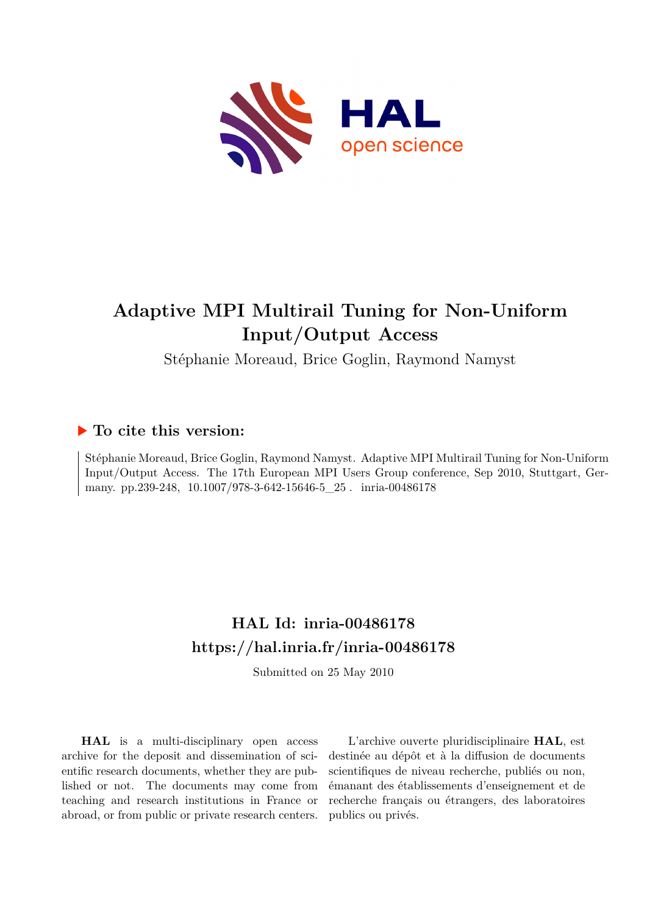# Adaptive MPI Multirail Tuning for Non-Uniform Input/Output Access

Stéphanie Moreaud, Brice Goglin, Raymond Namyst

## ▶ To cite this version:

Stéphanie Moreaud, Brice Goglin, Raymond Namyst. Adaptive MPI Multirail Tuning for Non-Uniform Input/Output Access. The 17th European MPI Users Group conference, Sep 2010, Stuttgart, Germany. pp.239-248, 10.1007/978-3-642-15646-5_25 . inria-00486178

## HAL Id: inria-00486178
## https://hal.inria.fr/inria-00486178

Submitted on 25 May 2010

**HAL** is a multi-disciplinary open access archive for the deposit and dissemination of scientific research documents, whether they are published or not. The documents may come from teaching and research institutions in France or abroad, or from public or private research centers.

L'archive ouverte pluridisciplinaire **HAL**, est destinée au dépôt et à la diffusion de documents scientifiques de niveau recherche, publiés ou non, émanant des établissements d'enseignement et de recherche français ou étrangers, des laboratoires publics ou privés.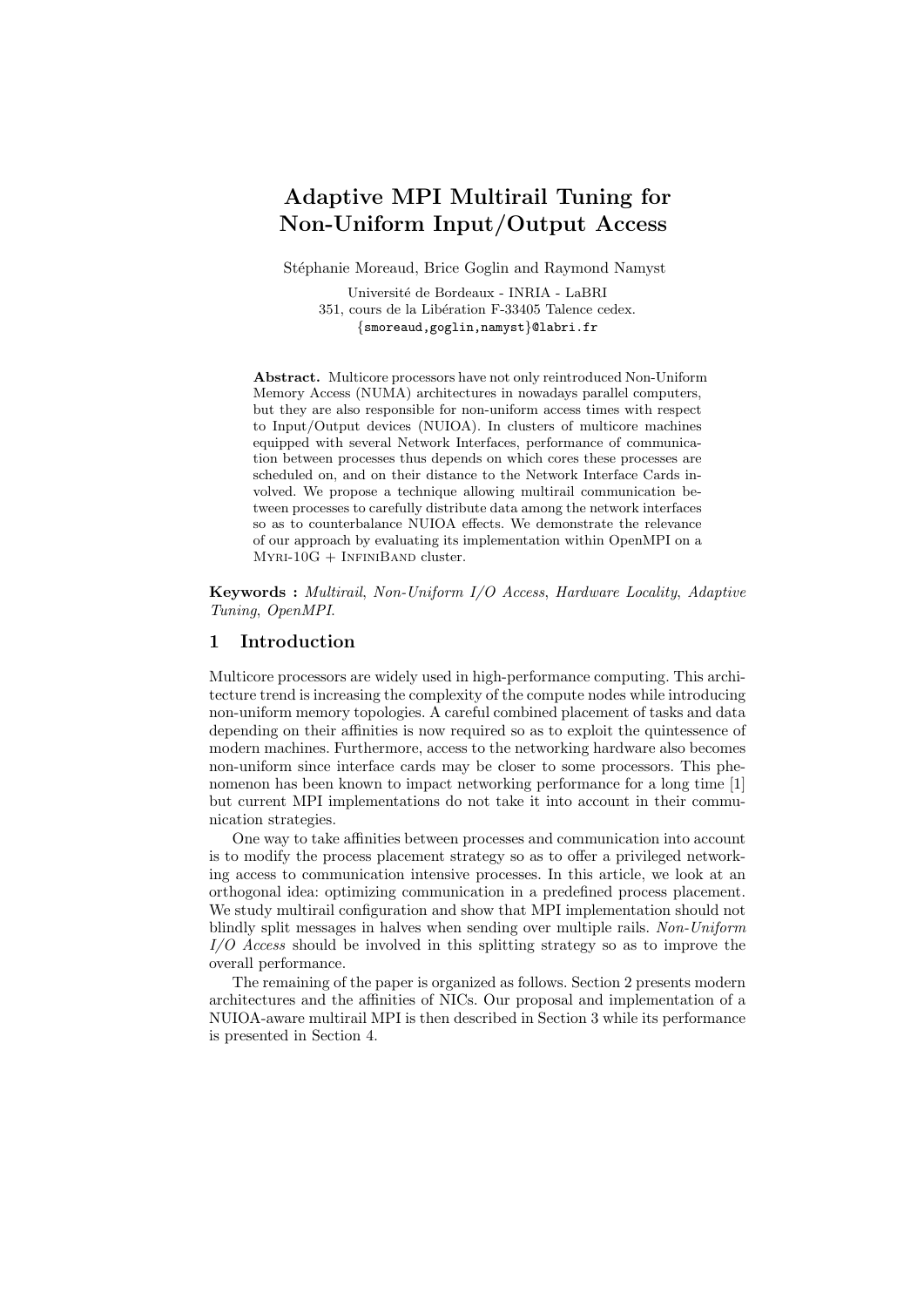# Adaptive MPI Multirail Tuning for Non-Uniform Input/Output Access

Stéphanie Moreaud, Brice Goglin and Raymond Namyst

Université de Bordeaux - INRIA - LaBRI
351, cours de la Libération F-33405 Talence cedex.
{smoreaud,goglin,namyst}@labri.fr

**Abstract.** Multicore processors have not only reintroduced Non-Uniform Memory Access (NUMA) architectures in nowadays parallel computers, but they are also responsible for non-uniform access times with respect to Input/Output devices (NUIOA). In clusters of multicore machines equipped with several Network Interfaces, performance of communication between processes thus depends on which cores these processes are scheduled on, and on their distance to the Network Interface Cards involved. We propose a technique allowing multirail communication between processes to carefully distribute data among the network interfaces so as to counterbalance NUIOA effects. We demonstrate the relevance of our approach by evaluating its implementation within OpenMPI on a Myri-10G + InfiniBand cluster.

**Keywords :** *Multirail*, *Non-Uniform I/O Access*, *Hardware Locality*, *Adaptive Tuning*, *OpenMPI*.

## 1 Introduction

Multicore processors are widely used in high-performance computing. This architecture trend is increasing the complexity of the compute nodes while introducing non-uniform memory topologies. A careful combined placement of tasks and data depending on their affinities is now required so as to exploit the quintessence of modern machines. Furthermore, access to the networking hardware also becomes non-uniform since interface cards may be closer to some processors. This phenomenon has been known to impact networking performance for a long time [1] but current MPI implementations do not take it into account in their communication strategies.

One way to take affinities between processes and communication into account is to modify the process placement strategy so as to offer a privileged networking access to communication intensive processes. In this article, we look at an orthogonal idea: optimizing communication in a predefined process placement. We study multirail configuration and show that MPI implementation should not blindly split messages in halves when sending over multiple rails. *Non-Uniform I/O Access* should be involved in this splitting strategy so as to improve the overall performance.

The remaining of the paper is organized as follows. Section 2 presents modern architectures and the affinities of NICs. Our proposal and implementation of a NUIOA-aware multirail MPI is then described in Section 3 while its performance is presented in Section 4.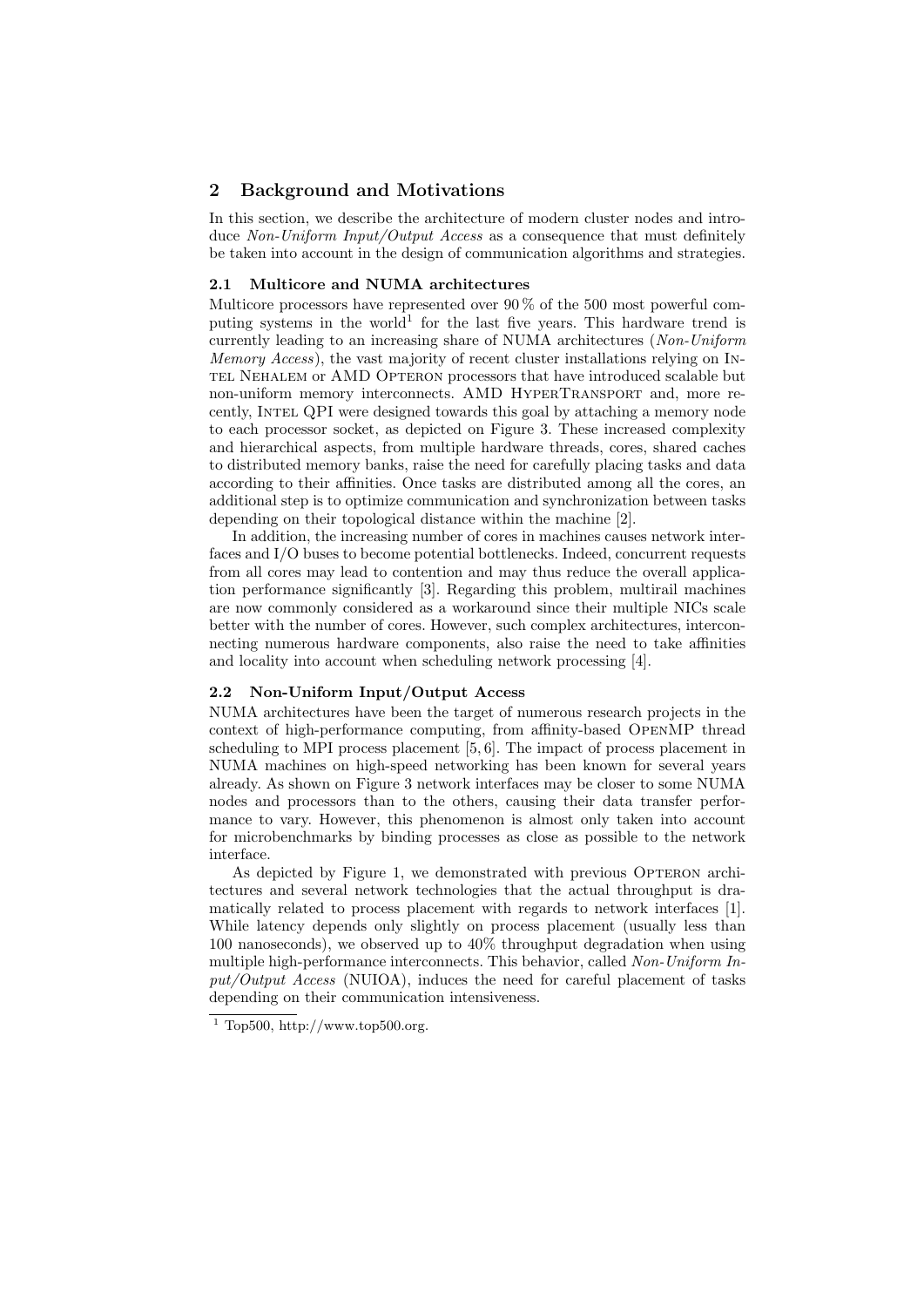## 2 Background and Motivations

In this section, we describe the architecture of modern cluster nodes and introduce *Non-Uniform Input/Output Access* as a consequence that must definitely be taken into account in the design of communication algorithms and strategies.

### 2.1 Multicore and NUMA architectures

Multicore processors have represented over 90 % of the 500 most powerful computing systems in the world[1] for the last five years. This hardware trend is currently leading to an increasing share of NUMA architectures (*Non-Uniform Memory Access*), the vast majority of recent cluster installations relying on Intel Nehalem or AMD Opteron processors that have introduced scalable but non-uniform memory interconnects. AMD HyperTransport and, more recently, Intel QPI were designed towards this goal by attaching a memory node to each processor socket, as depicted on Figure 3. These increased complexity and hierarchical aspects, from multiple hardware threads, cores, shared caches to distributed memory banks, raise the need for carefully placing tasks and data according to their affinities. Once tasks are distributed among all the cores, an additional step is to optimize communication and synchronization between tasks depending on their topological distance within the machine [2].

In addition, the increasing number of cores in machines causes network interfaces and I/O buses to become potential bottlenecks. Indeed, concurrent requests from all cores may lead to contention and may thus reduce the overall application performance significantly [3]. Regarding this problem, multirail machines are now commonly considered as a workaround since their multiple NICs scale better with the number of cores. However, such complex architectures, interconnecting numerous hardware components, also raise the need to take affinities and locality into account when scheduling network processing [4].

### 2.2 Non-Uniform Input/Output Access

NUMA architectures have been the target of numerous research projects in the context of high-performance computing, from affinity-based OpenMP thread scheduling to MPI process placement [5, 6]. The impact of process placement in NUMA machines on high-speed networking has been known for several years already. As shown on Figure 3 network interfaces may be closer to some NUMA nodes and processors than to the others, causing their data transfer performance to vary. However, this phenomenon is almost only taken into account for microbenchmarks by binding processes as close as possible to the network interface.

As depicted by Figure 1, we demonstrated with previous Opteron architectures and several network technologies that the actual throughput is dramatically related to process placement with regards to network interfaces [1]. While latency depends only slightly on process placement (usually less than 100 nanoseconds), we observed up to 40% throughput degradation when using multiple high-performance interconnects. This behavior, called *Non-Uniform Input/Output Access* (NUIOA), induces the need for careful placement of tasks depending on their communication intensiveness.

---

[1] Top500, http://www.top500.org.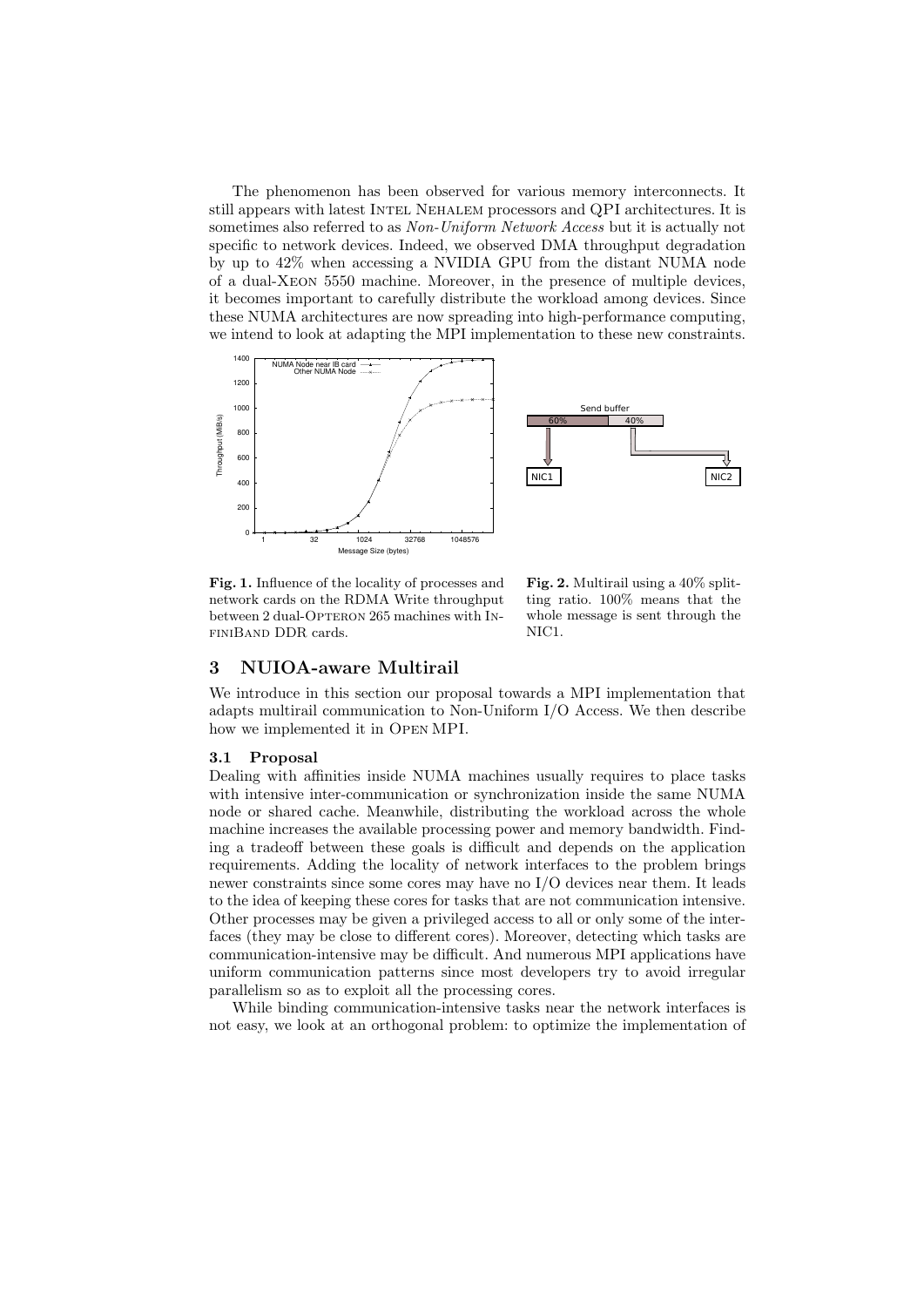The phenomenon has been observed for various memory interconnects. It still appears with latest Intel Nehalem processors and QPI architectures. It is sometimes also referred to as *Non-Uniform Network Access* but it is actually not specific to network devices. Indeed, we observed DMA throughput degradation by up to 42% when accessing a NVIDIA GPU from the distant NUMA node of a dual-Xeon 5550 machine. Moreover, in the presence of multiple devices, it becomes important to carefully distribute the workload among devices. Since these NUMA architectures are now spreading into high-performance computing, we intend to look at adapting the MPI implementation to these new constraints.

**Fig. 1.** Influence of the locality of processes and network cards on the RDMA Write throughput between 2 dual-Opteron 265 machines with InfiniBand DDR cards.

**Fig. 2.** Multirail using a 40% splitting ratio. 100% means that the whole message is sent through the NIC1.

## 3 NUIOA-aware Multirail

We introduce in this section our proposal towards a MPI implementation that adapts multirail communication to Non-Uniform I/O Access. We then describe how we implemented it in Open MPI.

### 3.1 Proposal

Dealing with affinities inside NUMA machines usually requires to place tasks with intensive inter-communication or synchronization inside the same NUMA node or shared cache. Meanwhile, distributing the workload across the whole machine increases the available processing power and memory bandwidth. Finding a tradeoff between these goals is difficult and depends on the application requirements. Adding the locality of network interfaces to the problem brings newer constraints since some cores may have no I/O devices near them. It leads to the idea of keeping these cores for tasks that are not communication intensive. Other processes may be given a privileged access to all or only some of the interfaces (they may be close to different cores). Moreover, detecting which tasks are communication-intensive may be difficult. And numerous MPI applications have uniform communication patterns since most developers try to avoid irregular parallelism so as to exploit all the processing cores.

While binding communication-intensive tasks near the network interfaces is not easy, we look at an orthogonal problem: to optimize the implementation of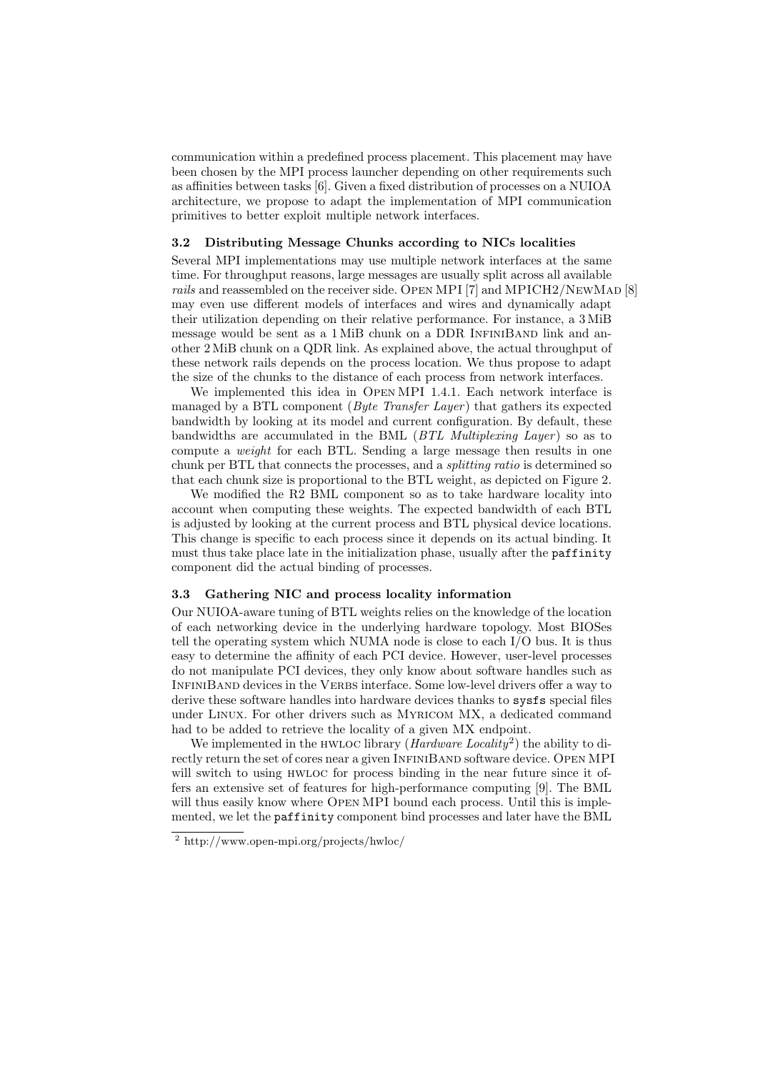communication within a predefined process placement. This placement may have been chosen by the MPI process launcher depending on other requirements such as affinities between tasks [6]. Given a fixed distribution of processes on a NUIOA architecture, we propose to adapt the implementation of MPI communication primitives to better exploit multiple network interfaces.

### 3.2 Distributing Message Chunks according to NICs localities

Several MPI implementations may use multiple network interfaces at the same time. For throughput reasons, large messages are usually split across all available *rails* and reassembled on the receiver side. Open MPI [7] and MPICH2/NewMad [8] may even use different models of interfaces and wires and dynamically adapt their utilization depending on their relative performance. For instance, a 3 MiB message would be sent as a 1 MiB chunk on a DDR InfiniBand link and another 2 MiB chunk on a QDR link. As explained above, the actual throughput of these network rails depends on the process location. We thus propose to adapt the size of the chunks to the distance of each process from network interfaces.

We implemented this idea in Open MPI 1.4.1. Each network interface is managed by a BTL component (*Byte Transfer Layer*) that gathers its expected bandwidth by looking at its model and current configuration. By default, these bandwidths are accumulated in the BML (*BTL Multiplexing Layer*) so as to compute a *weight* for each BTL. Sending a large message then results in one chunk per BTL that connects the processes, and a *splitting ratio* is determined so that each chunk size is proportional to the BTL weight, as depicted on Figure 2.

We modified the R2 BML component so as to take hardware locality into account when computing these weights. The expected bandwidth of each BTL is adjusted by looking at the current process and BTL physical device locations. This change is specific to each process since it depends on its actual binding. It must thus take place late in the initialization phase, usually after the `paffinity` component did the actual binding of processes.

### 3.3 Gathering NIC and process locality information

Our NUIOA-aware tuning of BTL weights relies on the knowledge of the location of each networking device in the underlying hardware topology. Most BIOSes tell the operating system which NUMA node is close to each I/O bus. It is thus easy to determine the affinity of each PCI device. However, user-level processes do not manipulate PCI devices, they only know about software handles such as InfiniBand devices in the Verbs interface. Some low-level drivers offer a way to derive these software handles into hardware devices thanks to `sysfs` special files under Linux. For other drivers such as Myricom MX, a dedicated command had to be added to retrieve the locality of a given MX endpoint.

We implemented in the hwloc library (*Hardware Locality*[2]) the ability to directly return the set of cores near a given InfiniBand software device. Open MPI will switch to using hwloc for process binding in the near future since it offers an extensive set of features for high-performance computing [9]. The BML will thus easily know where Open MPI bound each process. Until this is implemented, we let the `paffinity` component bind processes and later have the BML

[2] http://www.open-mpi.org/projects/hwloc/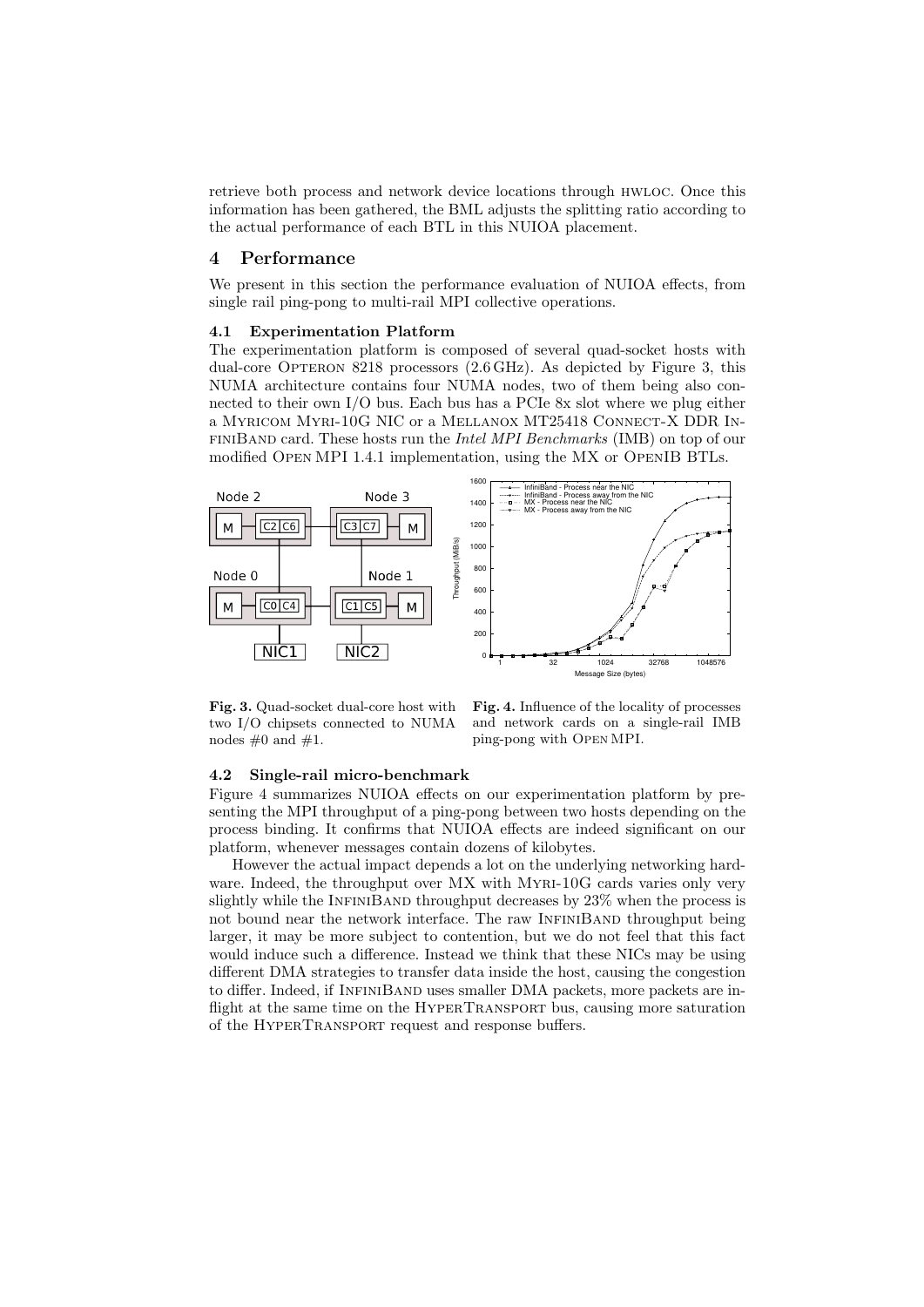retrieve both process and network device locations through HWLOC. Once this information has been gathered, the BML adjusts the splitting ratio according to the actual performance of each BTL in this NUIOA placement.

## 4 Performance

We present in this section the performance evaluation of NUIOA effects, from single rail ping-pong to multi-rail MPI collective operations.

### 4.1 Experimentation Platform

The experimentation platform is composed of several quad-socket hosts with dual-core OPTERON 8218 processors (2.6 GHz). As depicted by Figure 3, this NUMA architecture contains four NUMA nodes, two of them being also connected to their own I/O bus. Each bus has a PCIe 8x slot where we plug either a MYRICOM MYRI-10G NIC or a MELLANOX MT25418 CONNECT-X DDR INFINIBAND card. These hosts run the *Intel MPI Benchmarks* (IMB) on top of our modified OPEN MPI 1.4.1 implementation, using the MX or OPENIB BTLs.

**Fig. 3.** Quad-socket dual-core host with two I/O chipsets connected to NUMA nodes #0 and #1.

**Fig. 4.** Influence of the locality of processes and network cards on a single-rail IMB ping-pong with OPEN MPI.

### 4.2 Single-rail micro-benchmark

Figure 4 summarizes NUIOA effects on our experimentation platform by presenting the MPI throughput of a ping-pong between two hosts depending on the process binding. It confirms that NUIOA effects are indeed significant on our platform, whenever messages contain dozens of kilobytes.

However the actual impact depends a lot on the underlying networking hardware. Indeed, the throughput over MX with MYRI-10G cards varies only very slightly while the INFINIBAND throughput decreases by 23% when the process is not bound near the network interface. The raw INFINIBAND throughput being larger, it may be more subject to contention, but we do not feel that this fact would induce such a difference. Instead we think that these NICs may be using different DMA strategies to transfer data inside the host, causing the congestion to differ. Indeed, if INFINIBAND uses smaller DMA packets, more packets are in-flight at the same time on the HYPERTRANSPORT bus, causing more saturation of the HYPERTRANSPORT request and response buffers.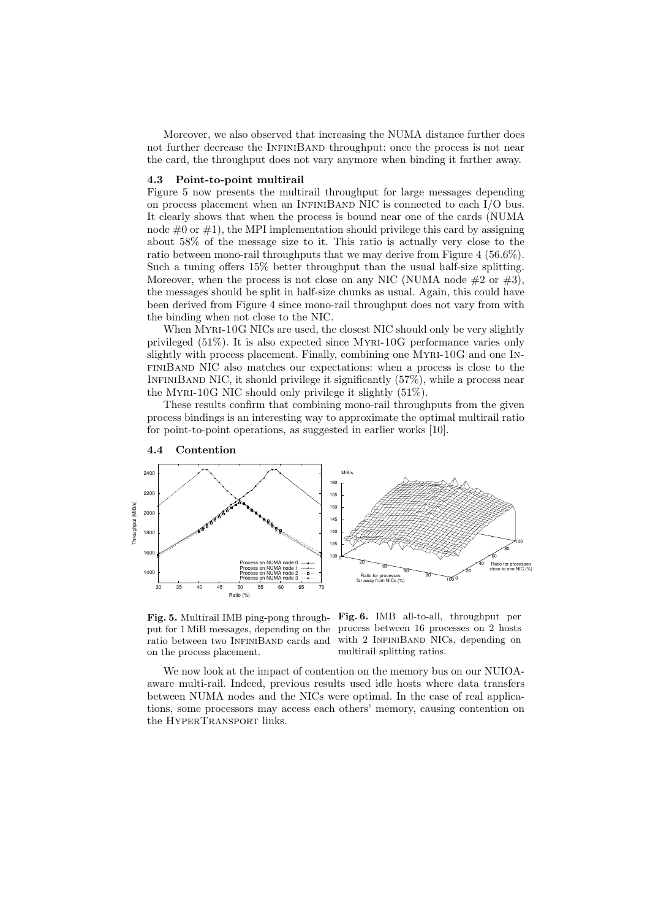Moreover, we also observed that increasing the NUMA distance further does not further decrease the InfiniBand throughput: once the process is not near the card, the throughput does not vary anymore when binding it farther away.

### 4.3 Point-to-point multirail

Figure 5 now presents the multirail throughput for large messages depending on process placement when an InfiniBand NIC is connected to each I/O bus. It clearly shows that when the process is bound near one of the cards (NUMA node #0 or #1), the MPI implementation should privilege this card by assigning about 58% of the message size to it. This ratio is actually very close to the ratio between mono-rail throughputs that we may derive from Figure 4 (56.6%). Such a tuning offers 15% better throughput than the usual half-size splitting. Moreover, when the process is not close on any NIC (NUMA node #2 or #3), the messages should be split in half-size chunks as usual. Again, this could have been derived from Figure 4 since mono-rail throughput does not vary from with the binding when not close to the NIC.

When Myri-10G NICs are used, the closest NIC should only be very slightly privileged (51%). It is also expected since Myri-10G performance varies only slightly with process placement. Finally, combining one Myri-10G and one InfiniBand NIC also matches our expectations: when a process is close to the InfiniBand NIC, it should privilege it significantly (57%), while a process near the Myri-10G NIC should only privilege it slightly (51%).

These results confirm that combining mono-rail throughputs from the given process bindings is an interesting way to approximate the optimal multirail ratio for point-to-point operations, as suggested in earlier works [10].

### 4.4 Contention

**Fig. 5.** Multirail IMB ping-pong throughput for 1 MiB messages, depending on the ratio between two InfiniBand cards and on the process placement.

**Fig. 6.** IMB all-to-all, throughput per process between 16 processes on 2 hosts with 2 InfiniBand NICs, depending on multirail splitting ratios.

We now look at the impact of contention on the memory bus on our NUIOA-aware multi-rail. Indeed, previous results used idle hosts where data transfers between NUMA nodes and the NICs were optimal. In the case of real applications, some processors may access each others' memory, causing contention on the HyperTransport links.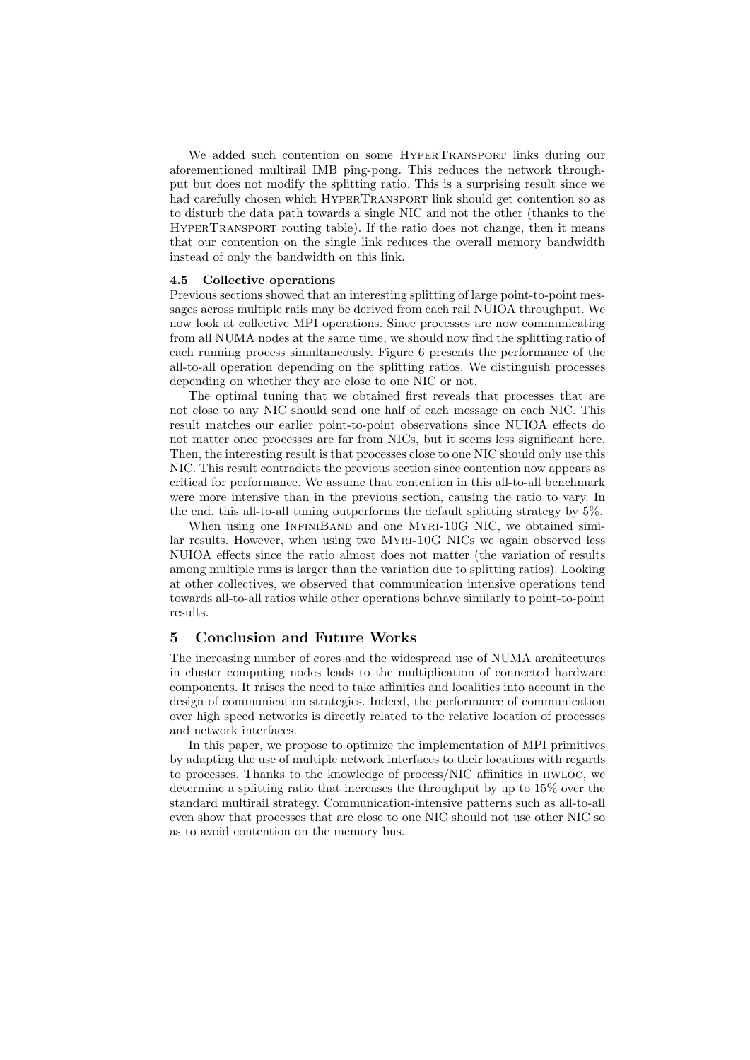We added such contention on some HyperTransport links during our aforementioned multirail IMB ping-pong. This reduces the network throughput but does not modify the splitting ratio. This is a surprising result since we had carefully chosen which HyperTransport link should get contention so as to disturb the data path towards a single NIC and not the other (thanks to the HyperTransport routing table). If the ratio does not change, then it means that our contention on the single link reduces the overall memory bandwidth instead of only the bandwidth on this link.

### 4.5 Collective operations

Previous sections showed that an interesting splitting of large point-to-point messages across multiple rails may be derived from each rail NUIOA throughput. We now look at collective MPI operations. Since processes are now communicating from all NUMA nodes at the same time, we should now find the splitting ratio of each running process simultaneously. Figure 6 presents the performance of the all-to-all operation depending on the splitting ratios. We distinguish processes depending on whether they are close to one NIC or not.

The optimal tuning that we obtained first reveals that processes that are not close to any NIC should send one half of each message on each NIC. This result matches our earlier point-to-point observations since NUIOA effects do not matter once processes are far from NICs, but it seems less significant here. Then, the interesting result is that processes close to one NIC should only use this NIC. This result contradicts the previous section since contention now appears as critical for performance. We assume that contention in this all-to-all benchmark were more intensive than in the previous section, causing the ratio to vary. In the end, this all-to-all tuning outperforms the default splitting strategy by 5%.

When using one InfiniBand and one Myri-10G NIC, we obtained similar results. However, when using two Myri-10G NICs we again observed less NUIOA effects since the ratio almost does not matter (the variation of results among multiple runs is larger than the variation due to splitting ratios). Looking at other collectives, we observed that communication intensive operations tend towards all-to-all ratios while other operations behave similarly to point-to-point results.

## 5 Conclusion and Future Works

The increasing number of cores and the widespread use of NUMA architectures in cluster computing nodes leads to the multiplication of connected hardware components. It raises the need to take affinities and localities into account in the design of communication strategies. Indeed, the performance of communication over high speed networks is directly related to the relative location of processes and network interfaces.

In this paper, we propose to optimize the implementation of MPI primitives by adapting the use of multiple network interfaces to their locations with regards to processes. Thanks to the knowledge of process/NIC affinities in hwloc, we determine a splitting ratio that increases the throughput by up to 15% over the standard multirail strategy. Communication-intensive patterns such as all-to-all even show that processes that are close to one NIC should not use other NIC so as to avoid contention on the memory bus.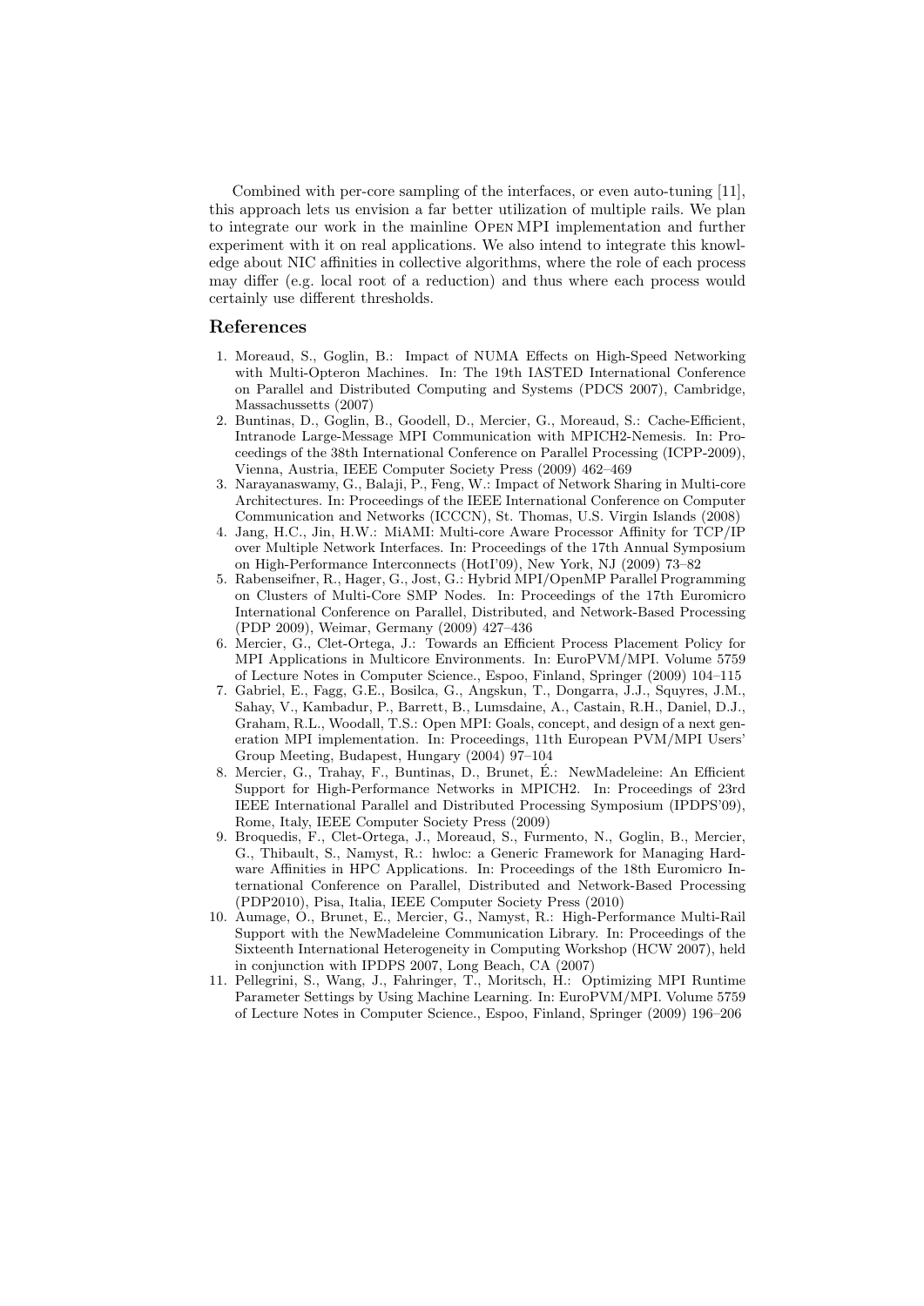Combined with per-core sampling of the interfaces, or even auto-tuning [11], this approach lets us envision a far better utilization of multiple rails. We plan to integrate our work in the mainline Open MPI implementation and further experiment with it on real applications. We also intend to integrate this knowledge about NIC affinities in collective algorithms, where the role of each process may differ (e.g. local root of a reduction) and thus where each process would certainly use different thresholds.

## References

1. Moreaud, S., Goglin, B.: Impact of NUMA Effects on High-Speed Networking with Multi-Opteron Machines. In: The 19th IASTED International Conference on Parallel and Distributed Computing and Systems (PDCS 2007), Cambridge, Massachussetts (2007)
2. Buntinas, D., Goglin, B., Goodell, D., Mercier, G., Moreaud, S.: Cache-Efficient, Intranode Large-Message MPI Communication with MPICH2-Nemesis. In: Proceedings of the 38th International Conference on Parallel Processing (ICPP-2009), Vienna, Austria, IEEE Computer Society Press (2009) 462–469
3. Narayanaswamy, G., Balaji, P., Feng, W.: Impact of Network Sharing in Multi-core Architectures. In: Proceedings of the IEEE International Conference on Computer Communication and Networks (ICCCN), St. Thomas, U.S. Virgin Islands (2008)
4. Jang, H.C., Jin, H.W.: MiAMI: Multi-core Aware Processor Affinity for TCP/IP over Multiple Network Interfaces. In: Proceedings of the 17th Annual Symposium on High-Performance Interconnects (HotI'09), New York, NJ (2009) 73–82
5. Rabenseifner, R., Hager, G., Jost, G.: Hybrid MPI/OpenMP Parallel Programming on Clusters of Multi-Core SMP Nodes. In: Proceedings of the 17th Euromicro International Conference on Parallel, Distributed, and Network-Based Processing (PDP 2009), Weimar, Germany (2009) 427–436
6. Mercier, G., Clet-Ortega, J.: Towards an Efficient Process Placement Policy for MPI Applications in Multicore Environments. In: EuroPVM/MPI. Volume 5759 of Lecture Notes in Computer Science., Espoo, Finland, Springer (2009) 104–115
7. Gabriel, E., Fagg, G.E., Bosilca, G., Angskun, T., Dongarra, J.J., Squyres, J.M., Sahay, V., Kambadur, P., Barrett, B., Lumsdaine, A., Castain, R.H., Daniel, D.J., Graham, R.L., Woodall, T.S.: Open MPI: Goals, concept, and design of a next generation MPI implementation. In: Proceedings, 11th European PVM/MPI Users' Group Meeting, Budapest, Hungary (2004) 97–104
8. Mercier, G., Trahay, F., Buntinas, D., Brunet, É.: NewMadeleine: An Efficient Support for High-Performance Networks in MPICH2. In: Proceedings of 23rd IEEE International Parallel and Distributed Processing Symposium (IPDPS'09), Rome, Italy, IEEE Computer Society Press (2009)
9. Broquedis, F., Clet-Ortega, J., Moreaud, S., Furmento, N., Goglin, B., Mercier, G., Thibault, S., Namyst, R.: hwloc: a Generic Framework for Managing Hardware Affinities in HPC Applications. In: Proceedings of the 18th Euromicro International Conference on Parallel, Distributed and Network-Based Processing (PDP2010), Pisa, Italia, IEEE Computer Society Press (2010)
10. Aumage, O., Brunet, E., Mercier, G., Namyst, R.: High-Performance Multi-Rail Support with the NewMadeleine Communication Library. In: Proceedings of the Sixteenth International Heterogeneity in Computing Workshop (HCW 2007), held in conjunction with IPDPS 2007, Long Beach, CA (2007)
11. Pellegrini, S., Wang, J., Fahringer, T., Moritsch, H.: Optimizing MPI Runtime Parameter Settings by Using Machine Learning. In: EuroPVM/MPI. Volume 5759 of Lecture Notes in Computer Science., Espoo, Finland, Springer (2009) 196–206